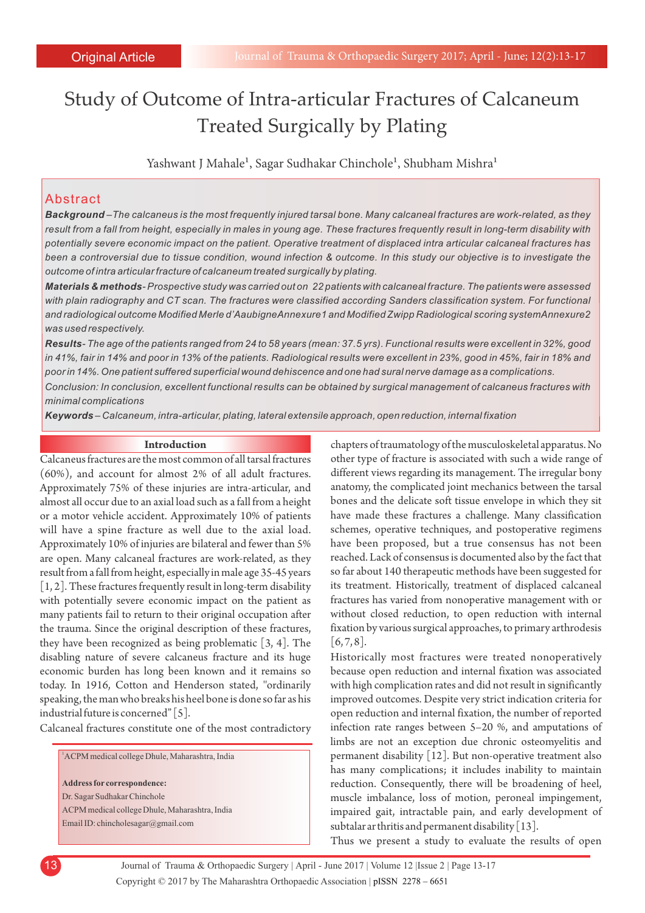Original Article

# Study of Outcome of Intra-articular Fractures of Calcaneum Treated Surgically by Plating

Yashwant J Mahale[1], Sagar Sudhakar Chinchole[1], Shubham Mishra[1]

## Abstract

***Background*** *–The calcaneus is the most frequently injured tarsal bone. Many calcaneal fractures are work-related, as they result from a fall from height, especially in males in young age. These fractures frequently result in long-term disability with potentially severe economic impact on the patient. Operative treatment of displaced intra articular calcaneal fractures has been a controversial due to tissue condition, wound infection & outcome. In this study our objective is to investigate the outcome of intra articular fracture of calcaneum treated surgically by plating.*

***Materials & methods****- Prospective study was carried out on 22 patients with calcaneal fracture. The patients were assessed with plain radiography and CT scan. The fractures were classified according Sanders classification system. For functional and radiological outcome Modified Merle d'Aaubigne Annexure1 and Modified Zwipp Radiological scoring system Annexure2 was used respectively.*

***Results****- The age of the patients ranged from 24 to 58 years (mean: 37.5 yrs). Functional results were excellent in 32%, good in 41%, fair in 14% and poor in 13% of the patients. Radiological results were excellent in 23%, good in 45%, fair in 18% and poor in 14%. One patient suffered superficial wound dehiscence and one had sural nerve damage as a complications.*

*Conclusion: In conclusion, excellent functional results can be obtained by surgical management of calcaneus fractures with minimal complications*

***Keywords*** *– Calcaneum, intra-articular, plating, lateral extensile approach, open reduction, internal fixation*

## Introduction

Calcaneus fractures are the most common of all tarsal fractures (60%), and account for almost 2% of all adult fractures. Approximately 75% of these injuries are intra-articular, and almost all occur due to an axial load such as a fall from a height or a motor vehicle accident. Approximately 10% of patients will have a spine fracture as well due to the axial load. Approximately 10% of injuries are bilateral and fewer than 5% are open. Many calcaneal fractures are work-related, as they result from a fall from height, especially in male age 35-45 years [1, 2]. These fractures frequently result in long-term disability with potentially severe economic impact on the patient as many patients fail to return to their original occupation after the trauma. Since the original description of these fractures, they have been recognized as being problematic [3, 4]. The disabling nature of severe calcaneus fracture and its huge economic burden has long been known and it remains so today. In 1916, Cotton and Henderson stated, "ordinarily speaking, the man who breaks his heel bone is done so far as his industrial future is concerned" [5].

Calcaneal fractures constitute one of the most contradictory chapters of traumatology of the musculoskeletal apparatus. No other type of fracture is associated with such a wide range of different views regarding its management. The irregular bony anatomy, the complicated joint mechanics between the tarsal bones and the delicate soft tissue envelope in which they sit have made these fractures a challenge. Many classification schemes, operative techniques, and postoperative regimens have been proposed, but a true consensus has not been reached. Lack of consensus is documented also by the fact that so far about 140 therapeutic methods have been suggested for its treatment. Historically, treatment of displaced calcaneal fractures has varied from nonoperative management with or without closed reduction, to open reduction with internal fixation by various surgical approaches, to primary arthrodesis [6, 7, 8].

Historically most fractures were treated nonoperatively because open reduction and internal fixation was associated with high complication rates and did not result in significantly improved outcomes. Despite very strict indication criteria for open reduction and internal fixation, the number of reported infection rate ranges between 5–20 %, and amputations of limbs are not an exception due chronic osteomyelitis and permanent disability [12]. But non-operative treatment also has many complications; it includes inability to maintain reduction. Consequently, there will be broadening of heel, muscle imbalance, loss of motion, peroneal impingement, impaired gait, intractable pain, and early development of subtalar arthritis and permanent disability [13].

Thus we present a study to evaluate the results of open

[1]ACPM medical college Dhule, Maharashtra, India

**Address for correspondence:**
Dr. Sagar Sudhakar Chinchole
ACPM medical college Dhule, Maharashtra, India
Email ID: chincholesagar@gmail.com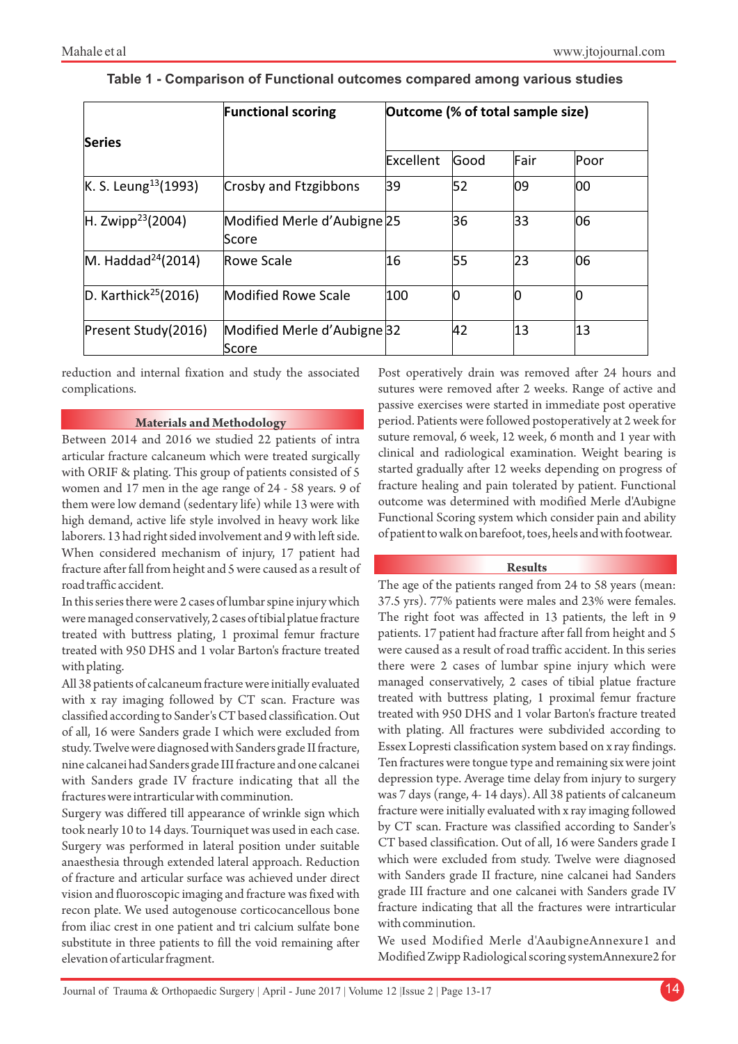**Table 1 - Comparison of Functional outcomes compared among various studies**

| Series | Functional scoring | Outcome (% of total sample size) | | | |
|---|---|---|---|---|---|
| | | Excellent | Good | Fair | Poor |
| K. S. Leung[13](1993) | Crosby and Ftzgibbons | 39 | 52 | 09 | 00 |
| H. Zwipp[23](2004) | Modified Merle d'Aubigne Score | 25 | 36 | 33 | 06 |
| M. Haddad[24](2014) | Rowe Scale | 16 | 55 | 23 | 06 |
| D. Karthick[25](2016) | Modified Rowe Scale | 100 | 0 | 0 | 0 |
| Present Study(2016) | Modified Merle d'Aubigne Score | 32 | 42 | 13 | 13 |

reduction and internal fixation and study the associated complications.

## Materials and Methodology

Between 2014 and 2016 we studied 22 patients of intra articular fracture calcaneum which were treated surgically with ORIF & plating. This group of patients consisted of 5 women and 17 men in the age range of 24 - 58 years. 9 of them were low demand (sedentary life) while 13 were with high demand, active life style involved in heavy work like laborers. 13 had right sided involvement and 9 with left side. When considered mechanism of injury, 17 patient had fracture after fall from height and 5 were caused as a result of road traffic accident.

In this series there were 2 cases of lumbar spine injury which were managed conservatively, 2 cases of tibial platue fracture treated with buttress plating, 1 proximal femur fracture treated with 950 DHS and 1 volar Barton's fracture treated with plating.

All 38 patients of calcaneum fracture were initially evaluated with x ray imaging followed by CT scan. Fracture was classified according to Sander's CT based classification. Out of all, 16 were Sanders grade I which were excluded from study. Twelve were diagnosed with Sanders grade II fracture, nine calcanei had Sanders grade III fracture and one calcanei with Sanders grade IV fracture indicating that all the fractures were intrarticular with comminution.

Surgery was differed till appearance of wrinkle sign which took nearly 10 to 14 days. Tourniquet was used in each case. Surgery was performed in lateral position under suitable anaesthesia through extended lateral approach. Reduction of fracture and articular surface was achieved under direct vision and fluoroscopic imaging and fracture was fixed with recon plate. We used autogenouse corticocancellous bone from iliac crest in one patient and tri calcium sulfate bone substitute in three patients to fill the void remaining after elevation of articular fragment.

Post operatively drain was removed after 24 hours and sutures were removed after 2 weeks. Range of active and passive exercises were started in immediate post operative period. Patients were followed postoperatively at 2 week for suture removal, 6 week, 12 week, 6 month and 1 year with clinical and radiological examination. Weight bearing is started gradually after 12 weeks depending on progress of fracture healing and pain tolerated by patient. Functional outcome was determined with modified Merle d'Aubigne Functional Scoring system which consider pain and ability of patient to walk on barefoot, toes, heels and with footwear.

## Results

The age of the patients ranged from 24 to 58 years (mean: 37.5 yrs). 77% patients were males and 23% were females. The right foot was affected in 13 patients, the left in 9 patients. 17 patient had fracture after fall from height and 5 were caused as a result of road traffic accident. In this series there were 2 cases of lumbar spine injury which were managed conservatively, 2 cases of tibial platue fracture treated with buttress plating, 1 proximal femur fracture treated with 950 DHS and 1 volar Barton's fracture treated with plating. All fractures were subdivided according to Essex Lopresti classification system based on x ray findings. Ten fractures were tongue type and remaining six were joint depression type. Average time delay from injury to surgery was 7 days (range, 4- 14 days). All 38 patients of calcaneum fracture were initially evaluated with x ray imaging followed by CT scan. Fracture was classified according to Sander's CT based classification. Out of all, 16 were Sanders grade I which were excluded from study. Twelve were diagnosed with Sanders grade II fracture, nine calcanei had Sanders grade III fracture and one calcanei with Sanders grade IV fracture indicating that all the fractures were intrarticular with comminution.

We used Modified Merle d'AaubigneAnnexure1 and Modified Zwipp Radiological scoring systemAnnexure2 for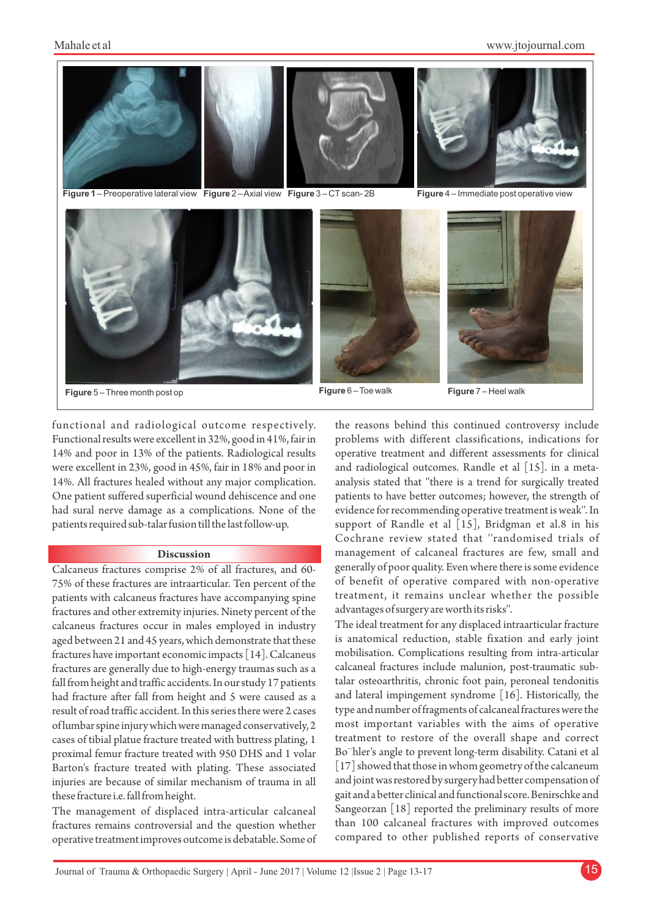Figure 1 – Preoperative lateral view Figure 2 – Axial view Figure 3 – CT scan- 2B

Figure 4 – Immediate post operative view

Figure 5 – Three month post op

Figure 6 – Toe walk

Figure 7 – Heel walk

functional and radiological outcome respectively. Functional results were excellent in 32%, good in 41%, fair in 14% and poor in 13% of the patients. Radiological results were excellent in 23%, good in 45%, fair in 18% and poor in 14%. All fractures healed without any major complication. One patient suffered superficial wound dehiscence and one had sural nerve damage as a complications. None of the patients required sub-talar fusion till the last follow-up.

## Discussion

Calcaneus fractures comprise 2% of all fractures, and 60-75% of these fractures are intraarticular. Ten percent of the patients with calcaneus fractures have accompanying spine fractures and other extremity injuries. Ninety percent of the calcaneus fractures occur in males employed in industry aged between 21 and 45 years, which demonstrate that these fractures have important economic impacts [14]. Calcaneus fractures are generally due to high-energy traumas such as a fall from height and traffic accidents. In our study 17 patients had fracture after fall from height and 5 were caused as a result of road traffic accident. In this series there were 2 cases of lumbar spine injury which were managed conservatively, 2 cases of tibial platue fracture treated with buttress plating, 1 proximal femur fracture treated with 950 DHS and 1 volar Barton's fracture treated with plating. These associated injuries are because of similar mechanism of trauma in all these fracture i.e. fall from height.

The management of displaced intra-articular calcaneal fractures remains controversial and the question whether operative treatment improves outcome is debatable. Some of the reasons behind this continued controversy include problems with different classifications, indications for operative treatment and different assessments for clinical and radiological outcomes. Randle et al [15]. in a meta-analysis stated that "there is a trend for surgically treated patients to have better outcomes; however, the strength of evidence for recommending operative treatment is weak". In support of Randle et al [15], Bridgman et al.8 in his Cochrane review stated that "randomised trials of management of calcaneal fractures are few, small and generally of poor quality. Even where there is some evidence of benefit of operative compared with non-operative treatment, it remains unclear whether the possible advantages of surgery are worth its risks".

The ideal treatment for any displaced intraarticular fracture is anatomical reduction, stable fixation and early joint mobilisation. Complications resulting from intra-articular calcaneal fractures include malunion, post-traumatic sub-talar osteoarthritis, chronic foot pain, peroneal tendonitis and lateral impingement syndrome [16]. Historically, the type and number of fragments of calcaneal fractures were the most important variables with the aims of operative treatment to restore of the overall shape and correct Bo¨hler's angle to prevent long-term disability. Catani et al [17] showed that those in whom geometry of the calcaneum and joint was restored by surgery had better compensation of gait and a better clinical and functional score. Benirschke and Sangeorzan [18] reported the preliminary results of more than 100 calcaneal fractures with improved outcomes compared to other published reports of conservative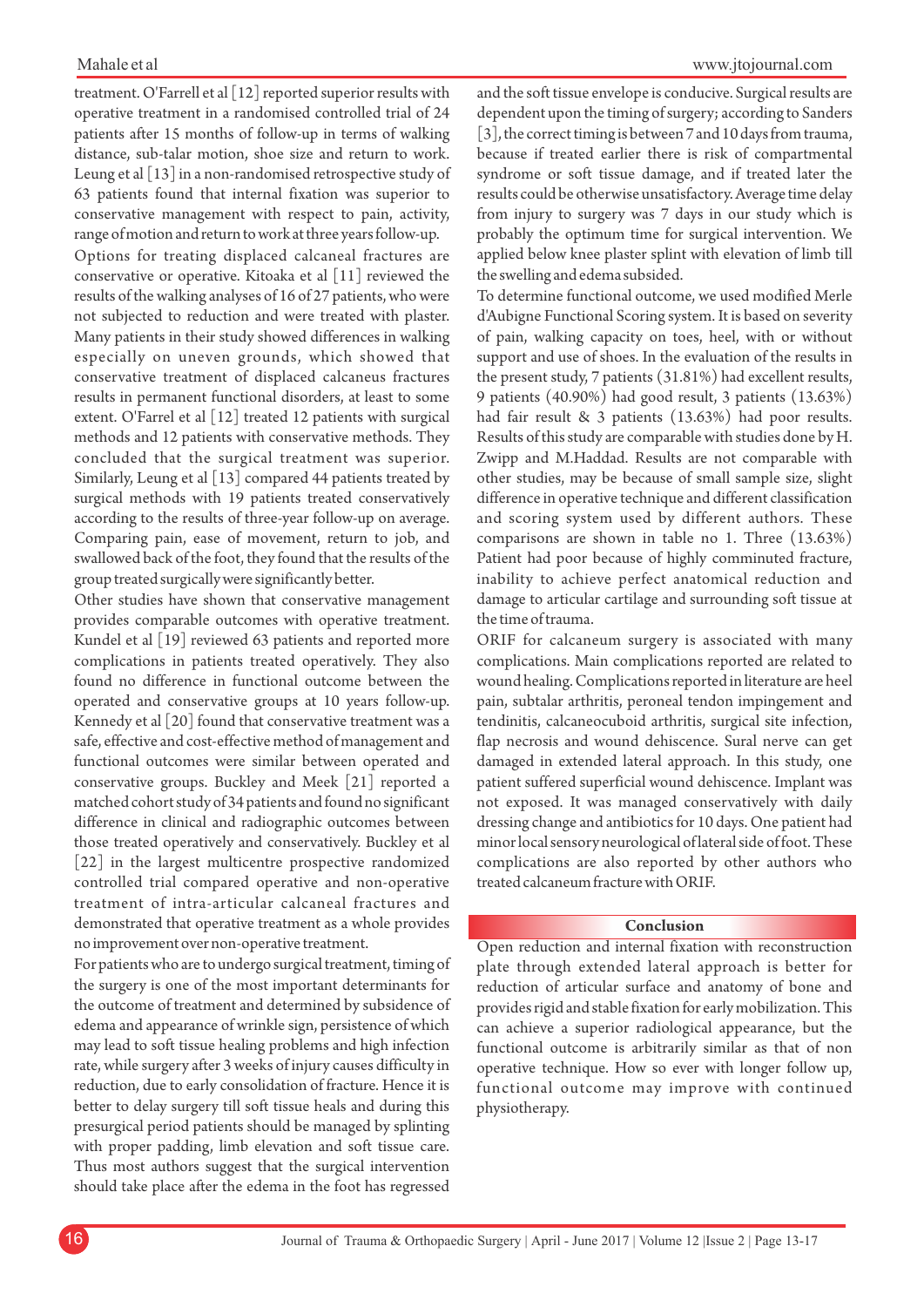treatment. O'Farrell et al [12] reported superior results with operative treatment in a randomised controlled trial of 24 patients after 15 months of follow-up in terms of walking distance, sub-talar motion, shoe size and return to work. Leung et al [13] in a non-randomised retrospective study of 63 patients found that internal fixation was superior to conservative management with respect to pain, activity, range of motion and return to work at three years follow-up.

Options for treating displaced calcaneal fractures are conservative or operative. Kitoaka et al [11] reviewed the results of the walking analyses of 16 of 27 patients, who were not subjected to reduction and were treated with plaster. Many patients in their study showed differences in walking especially on uneven grounds, which showed that conservative treatment of displaced calcaneus fractures results in permanent functional disorders, at least to some extent. O'Farrel et al [12] treated 12 patients with surgical methods and 12 patients with conservative methods. They concluded that the surgical treatment was superior. Similarly, Leung et al [13] compared 44 patients treated by surgical methods with 19 patients treated conservatively according to the results of three-year follow-up on average. Comparing pain, ease of movement, return to job, and swallowed back of the foot, they found that the results of the group treated surgically were significantly better.

Other studies have shown that conservative management provides comparable outcomes with operative treatment. Kundel et al [19] reviewed 63 patients and reported more complications in patients treated operatively. They also found no difference in functional outcome between the operated and conservative groups at 10 years follow-up. Kennedy et al [20] found that conservative treatment was a safe, effective and cost-effective method of management and functional outcomes were similar between operated and conservative groups. Buckley and Meek [21] reported a matched cohort study of 34 patients and found no significant difference in clinical and radiographic outcomes between those treated operatively and conservatively. Buckley et al [22] in the largest multicentre prospective randomized controlled trial compared operative and non-operative treatment of intra-articular calcaneal fractures and demonstrated that operative treatment as a whole provides no improvement over non-operative treatment.

For patients who are to undergo surgical treatment, timing of the surgery is one of the most important determinants for the outcome of treatment and determined by subsidence of edema and appearance of wrinkle sign, persistence of which may lead to soft tissue healing problems and high infection rate, while surgery after 3 weeks of injury causes difficulty in reduction, due to early consolidation of fracture. Hence it is better to delay surgery till soft tissue heals and during this presurgical period patients should be managed by splinting with proper padding, limb elevation and soft tissue care. Thus most authors suggest that the surgical intervention should take place after the edema in the foot has regressed and the soft tissue envelope is conducive. Surgical results are dependent upon the timing of surgery; according to Sanders [3], the correct timing is between 7 and 10 days from trauma, because if treated earlier there is risk of compartmental syndrome or soft tissue damage, and if treated later the results could be otherwise unsatisfactory. Average time delay from injury to surgery was 7 days in our study which is probably the optimum time for surgical intervention. We applied below knee plaster splint with elevation of limb till the swelling and edema subsided.

To determine functional outcome, we used modified Merle d'Aubigne Functional Scoring system. It is based on severity of pain, walking capacity on toes, heel, with or without support and use of shoes. In the evaluation of the results in the present study, 7 patients (31.81%) had excellent results, 9 patients (40.90%) had good result, 3 patients (13.63%) had fair result & 3 patients (13.63%) had poor results. Results of this study are comparable with studies done by H. Zwipp and M.Haddad. Results are not comparable with other studies, may be because of small sample size, slight difference in operative technique and different classification and scoring system used by different authors. These comparisons are shown in table no 1. Three (13.63%) Patient had poor because of highly comminuted fracture, inability to achieve perfect anatomical reduction and damage to articular cartilage and surrounding soft tissue at the time of trauma.

ORIF for calcaneum surgery is associated with many complications. Main complications reported are related to wound healing. Complications reported in literature are heel pain, subtalar arthritis, peroneal tendon impingement and tendinitis, calcaneocuboid arthritis, surgical site infection, flap necrosis and wound dehiscence. Sural nerve can get damaged in extended lateral approach. In this study, one patient suffered superficial wound dehiscence. Implant was not exposed. It was managed conservatively with daily dressing change and antibiotics for 10 days. One patient had minor local sensory neurological of lateral side of foot. These complications are also reported by other authors who treated calcaneum fracture with ORIF.

## Conclusion

Open reduction and internal fixation with reconstruction plate through extended lateral approach is better for reduction of articular surface and anatomy of bone and provides rigid and stable fixation for early mobilization. This can achieve a superior radiological appearance, but the functional outcome is arbitrarily similar as that of non operative technique. How so ever with longer follow up, functional outcome may improve with continued physiotherapy.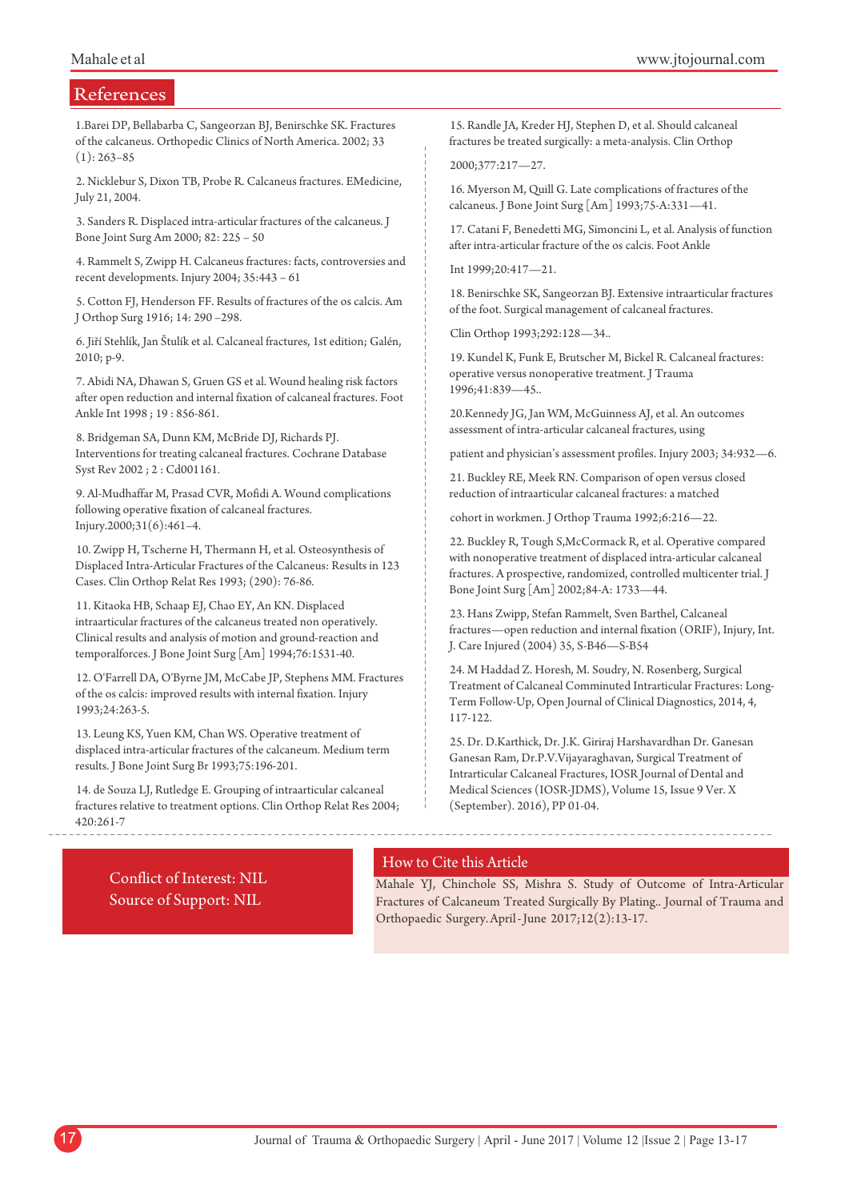## References

1.Barei DP, Bellabarba C, Sangeorzan BJ, Benirschke SK. Fractures of the calcaneus. Orthopedic Clinics of North America. 2002; 33 (1): 263–85

2. Nicklebur S, Dixon TB, Probe R. Calcaneus fractures. EMedicine, July 21, 2004.

3. Sanders R. Displaced intra-articular fractures of the calcaneus. J Bone Joint Surg Am 2000; 82: 225 – 50

4. Rammelt S, Zwipp H. Calcaneus fractures: facts, controversies and recent developments. Injury 2004; 35:443 – 61

5. Cotton FJ, Henderson FF. Results of fractures of the os calcis. Am J Orthop Surg 1916; 14: 290 –298.

6. Jiří Stehlík, Jan Štulík et al. Calcaneal fractures, 1st edition; Galén, 2010; p-9.

7. Abidi NA, Dhawan S, Gruen GS et al. Wound healing risk factors after open reduction and internal fixation of calcaneal fractures. Foot Ankle Int 1998 ; 19 : 856-861.

8. Bridgeman SA, Dunn KM, McBride DJ, Richards PJ. Interventions for treating calcaneal fractures. Cochrane Database Syst Rev 2002 ; 2 : Cd001161.

9. Al-Mudhaffar M, Prasad CVR, Mofidi A. Wound complications following operative fixation of calcaneal fractures. Injury.2000;31(6):461–4.

10. Zwipp H, Tscherne H, Thermann H, et al. Osteosynthesis of Displaced Intra-Articular Fractures of the Calcaneus: Results in 123 Cases. Clin Orthop Relat Res 1993; (290): 76-86.

11. Kitaoka HB, Schaap EJ, Chao EY, An KN. Displaced intraarticular fractures of the calcaneus treated non operatively. Clinical results and analysis of motion and ground-reaction and temporalforces. J Bone Joint Surg [Am] 1994;76:1531-40.

12. O'Farrell DA, O'Byrne JM, McCabe JP, Stephens MM. Fractures of the os calcis: improved results with internal fixation. Injury 1993;24:263-5.

13. Leung KS, Yuen KM, Chan WS. Operative treatment of displaced intra-articular fractures of the calcaneum. Medium term results. J Bone Joint Surg Br 1993;75:196-201.

14. de Souza LJ, Rutledge E. Grouping of intraarticular calcaneal fractures relative to treatment options. Clin Orthop Relat Res 2004; 420:261-7

15. Randle JA, Kreder HJ, Stephen D, et al. Should calcaneal fractures be treated surgically: a meta-analysis. Clin Orthop 2000;377:217—27.

16. Myerson M, Quill G. Late complications of fractures of the calcaneus. J Bone Joint Surg [Am] 1993;75-A:331—41.

17. Catani F, Benedetti MG, Simoncini L, et al. Analysis of function after intra-articular fracture of the os calcis. Foot Ankle Int 1999;20:417—21.

18. Benirschke SK, Sangeorzan BJ. Extensive intraarticular fractures of the foot. Surgical management of calcaneal fractures. Clin Orthop 1993;292:128—34..

19. Kundel K, Funk E, Brutscher M, Bickel R. Calcaneal fractures: operative versus nonoperative treatment. J Trauma 1996;41:839—45..

20.Kennedy JG, Jan WM, McGuinness AJ, et al. An outcomes assessment of intra-articular calcaneal fractures, using patient and physician's assessment profiles. Injury 2003; 34:932—6.

21. Buckley RE, Meek RN. Comparison of open versus closed reduction of intraarticular calcaneal fractures: a matched cohort in workmen. J Orthop Trauma 1992;6:216—22.

22. Buckley R, Tough S,McCormack R, et al. Operative compared with nonoperative treatment of displaced intra-articular calcaneal fractures. A prospective, randomized, controlled multicenter trial. J Bone Joint Surg [Am] 2002;84-A: 1733—44.

23. Hans Zwipp, Stefan Rammelt, Sven Barthel, Calcaneal fractures—open reduction and internal fixation (ORIF), Injury, Int. J. Care Injured (2004) 35, S-B46—S-B54

24. M Haddad Z. Horesh, M. Soudry, N. Rosenberg, Surgical Treatment of Calcaneal Comminuted Intrarticular Fractures: Long-Term Follow-Up, Open Journal of Clinical Diagnostics, 2014, 4, 117-122.

25. Dr. D.Karthick, Dr. J.K. Giriraj Harshavardhan Dr. Ganesan Ganesan Ram, Dr.P.V.Vijayaraghavan, Surgical Treatment of Intrarticular Calcaneal Fractures, IOSR Journal of Dental and Medical Sciences (IOSR-JDMS), Volume 15, Issue 9 Ver. X (September). 2016), PP 01-04.

Conflict of Interest: NIL
Source of Support: NIL

### How to Cite this Article

Mahale YJ, Chinchole SS, Mishra S. Study of Outcome of Intra-Articular Fractures of Calcaneum Treated Surgically By Plating.. Journal of Trauma and Orthopaedic Surgery. April - June 2017;12(2):13-17.